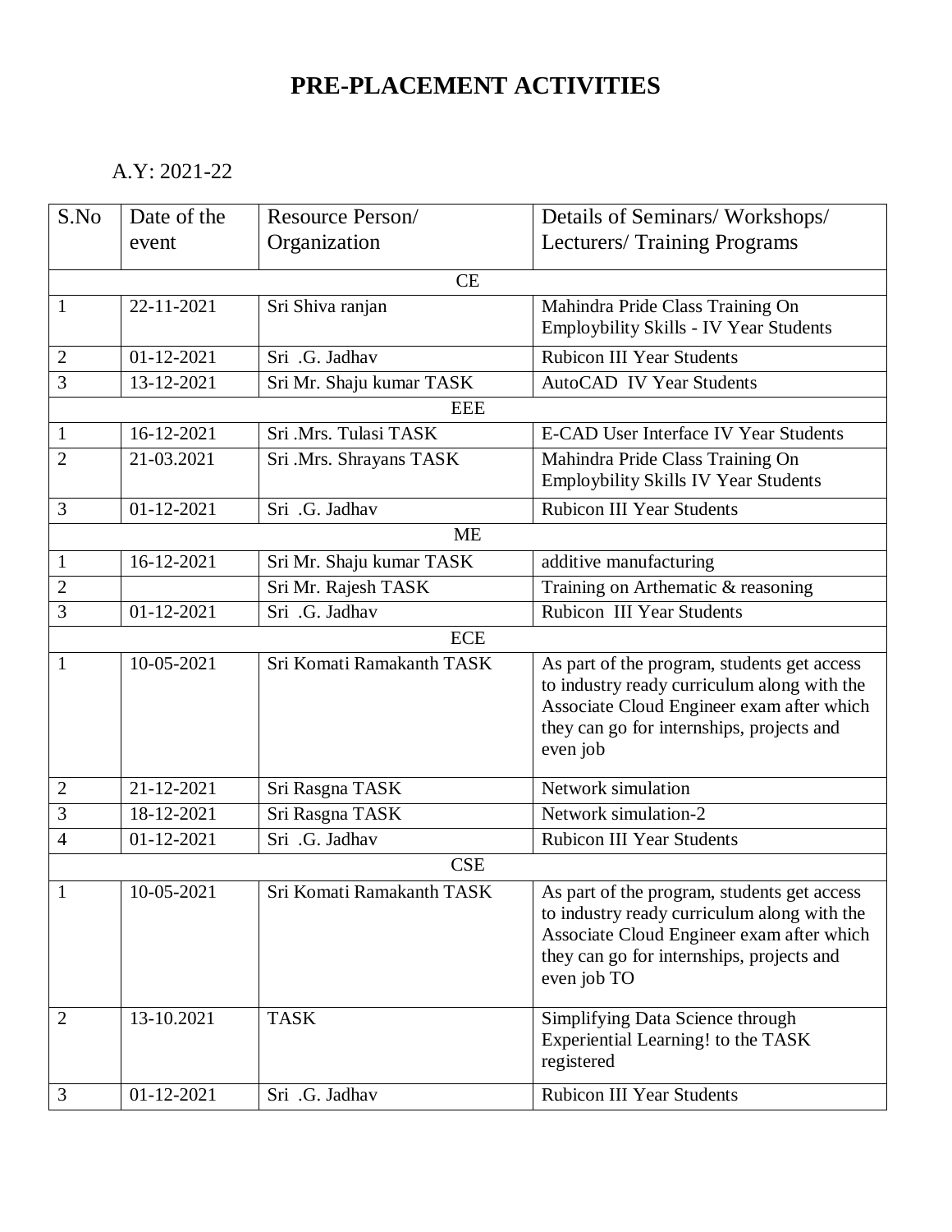# PRE-PLACEMENT ACTIVITIES

A.Y: 2021-22

| S.No | Date of the event | Resource Person/ Organization | Details of Seminars/ Workshops/ Lecturers/ Training Programs |
|---|---|---|---|
| | | CE | |
| 1 | 22-11-2021 | Sri Shiva ranjan | Mahindra Pride Class Training On Employbility Skills - IV Year Students |
| 2 | 01-12-2021 | Sri .G. Jadhav | Rubicon III Year Students |
| 3 | 13-12-2021 | Sri Mr. Shaju kumar TASK | AutoCAD IV Year Students |
| | | EEE | |
| 1 | 16-12-2021 | Sri .Mrs. Tulasi TASK | E-CAD User Interface IV Year Students |
| 2 | 21-03.2021 | Sri .Mrs. Shrayans TASK | Mahindra Pride Class Training On Employbility Skills IV Year Students |
| 3 | 01-12-2021 | Sri .G. Jadhav | Rubicon III Year Students |
| | | ME | |
| 1 | 16-12-2021 | Sri Mr. Shaju kumar TASK | additive manufacturing |
| 2 | | Sri Mr. Rajesh TASK | Training on Arthematic & reasoning |
| 3 | 01-12-2021 | Sri .G. Jadhav | Rubicon III Year Students |
| | | ECE | |
| 1 | 10-05-2021 | Sri Komati Ramakanth TASK | As part of the program, students get access to industry ready curriculum along with the Associate Cloud Engineer exam after which they can go for internships, projects and even job |
| 2 | 21-12-2021 | Sri Rasgna TASK | Network simulation |
| 3 | 18-12-2021 | Sri Rasgna TASK | Network simulation-2 |
| 4 | 01-12-2021 | Sri .G. Jadhav | Rubicon III Year Students |
| | | CSE | |
| 1 | 10-05-2021 | Sri Komati Ramakanth TASK | As part of the program, students get access to industry ready curriculum along with the Associate Cloud Engineer exam after which they can go for internships, projects and even job TO |
| 2 | 13-10.2021 | TASK | Simplifying Data Science through Experiential Learning! to the TASK registered |
| 3 | 01-12-2021 | Sri .G. Jadhav | Rubicon III Year Students |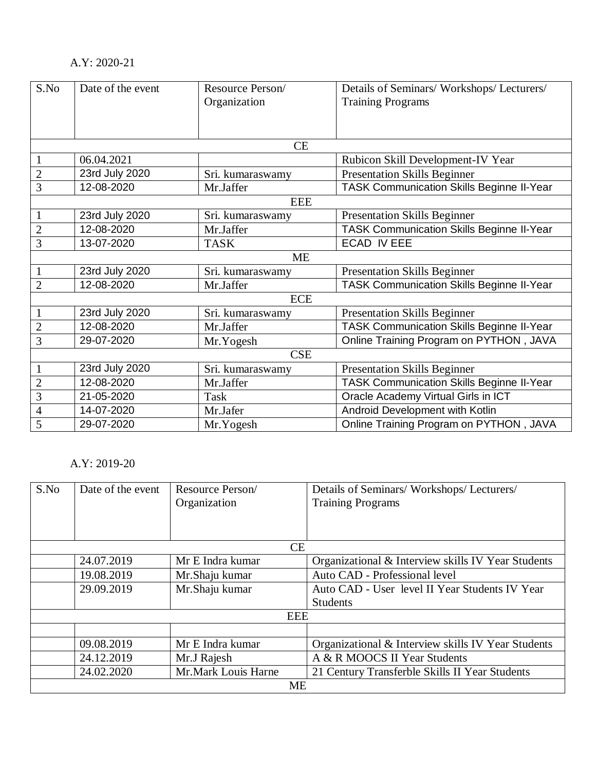A.Y: 2020-21

| S.No | Date of the event | Resource Person/ Organization | Details of Seminars/ Workshops/ Lecturers/ Training Programs |
|---|---|---|---|
| | | CE | |
| 1 | 06.04.2021 | | Rubicon Skill Development-IV Year |
| 2 | 23rd July 2020 | Sri. kumaraswamy | Presentation Skills Beginner |
| 3 | 12-08-2020 | Mr.Jaffer | TASK Communication Skills Beginne II-Year |
| | | EEE | |
| 1 | 23rd July 2020 | Sri. kumaraswamy | Presentation Skills Beginner |
| 2 | 12-08-2020 | Mr.Jaffer | TASK Communication Skills Beginne II-Year |
| 3 | 13-07-2020 | TASK | ECAD IV EEE |
| | | ME | |
| 1 | 23rd July 2020 | Sri. kumaraswamy | Presentation Skills Beginner |
| 2 | 12-08-2020 | Mr.Jaffer | TASK Communication Skills Beginne II-Year |
| | | ECE | |
| 1 | 23rd July 2020 | Sri. kumaraswamy | Presentation Skills Beginner |
| 2 | 12-08-2020 | Mr.Jaffer | TASK Communication Skills Beginne II-Year |
| 3 | 29-07-2020 | Mr.Yogesh | Online Training Program on PYTHON , JAVA |
| | | CSE | |
| 1 | 23rd July 2020 | Sri. kumaraswamy | Presentation Skills Beginner |
| 2 | 12-08-2020 | Mr.Jaffer | TASK Communication Skills Beginne II-Year |
| 3 | 21-05-2020 | Task | Oracle Academy Virtual Girls in ICT |
| 4 | 14-07-2020 | Mr.Jafer | Android Development with Kotlin |
| 5 | 29-07-2020 | Mr.Yogesh | Online Training Program on PYTHON , JAVA |

A.Y: 2019-20

| S.No | Date of the event | Resource Person/ Organization | Details of Seminars/ Workshops/ Lecturers/ Training Programs |
|---|---|---|---|
| | | CE | |
| | 24.07.2019 | Mr E Indra kumar | Organizational & Interview skills IV Year Students |
| | 19.08.2019 | Mr.Shaju kumar | Auto CAD - Professional level |
| | 29.09.2019 | Mr.Shaju kumar | Auto CAD - User level II Year Students IV Year Students |
| | | EEE | |
| | | | |
| | 09.08.2019 | Mr E Indra kumar | Organizational & Interview skills IV Year Students |
| | 24.12.2019 | Mr.J Rajesh | A & R MOOCS II Year Students |
| | 24.02.2020 | Mr.Mark Louis Harne | 21 Century Transferble Skills II Year Students |
| | | ME | |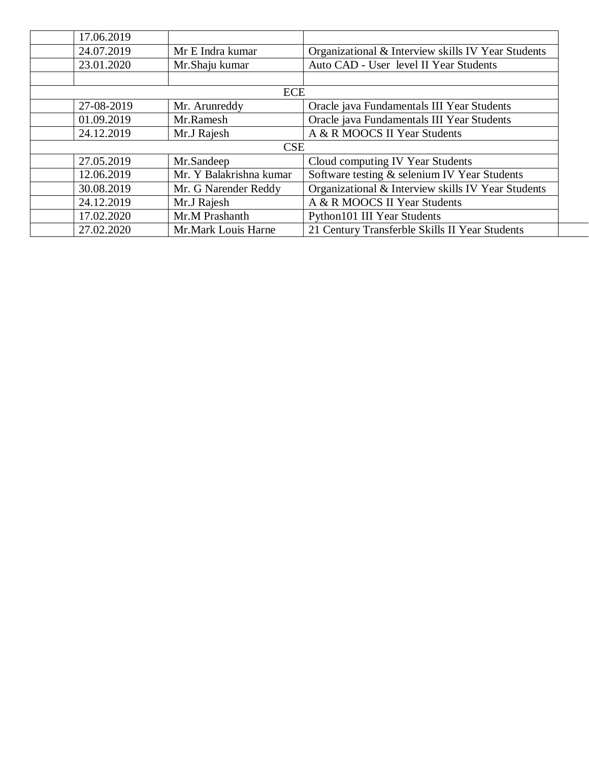| | | | |
|---|---|---|---|
| | 17.06.2019 | | |
| | 24.07.2019 | Mr E Indra kumar | Organizational & Interview skills IV Year Students |
| | 23.01.2020 | Mr.Shaju kumar | Auto CAD - User level II Year Students |
| | | | |
| ECE | | | |
| | 27-08-2019 | Mr. Arunreddy | Oracle java Fundamentals III Year Students |
| | 01.09.2019 | Mr.Ramesh | Oracle java Fundamentals III Year Students |
| | 24.12.2019 | Mr.J Rajesh | A & R MOOCS II Year Students |
| CSE | | | |
| | 27.05.2019 | Mr.Sandeep | Cloud computing IV Year Students |
| | 12.06.2019 | Mr. Y Balakrishna kumar | Software testing & selenium IV Year Students |
| | 30.08.2019 | Mr. G Narender Reddy | Organizational & Interview skills IV Year Students |
| | 24.12.2019 | Mr.J Rajesh | A & R MOOCS II Year Students |
| | 17.02.2020 | Mr.M Prashanth | Python101 III Year Students |
| | 27.02.2020 | Mr.Mark Louis Harne | 21 Century Transferble Skills II Year Students |